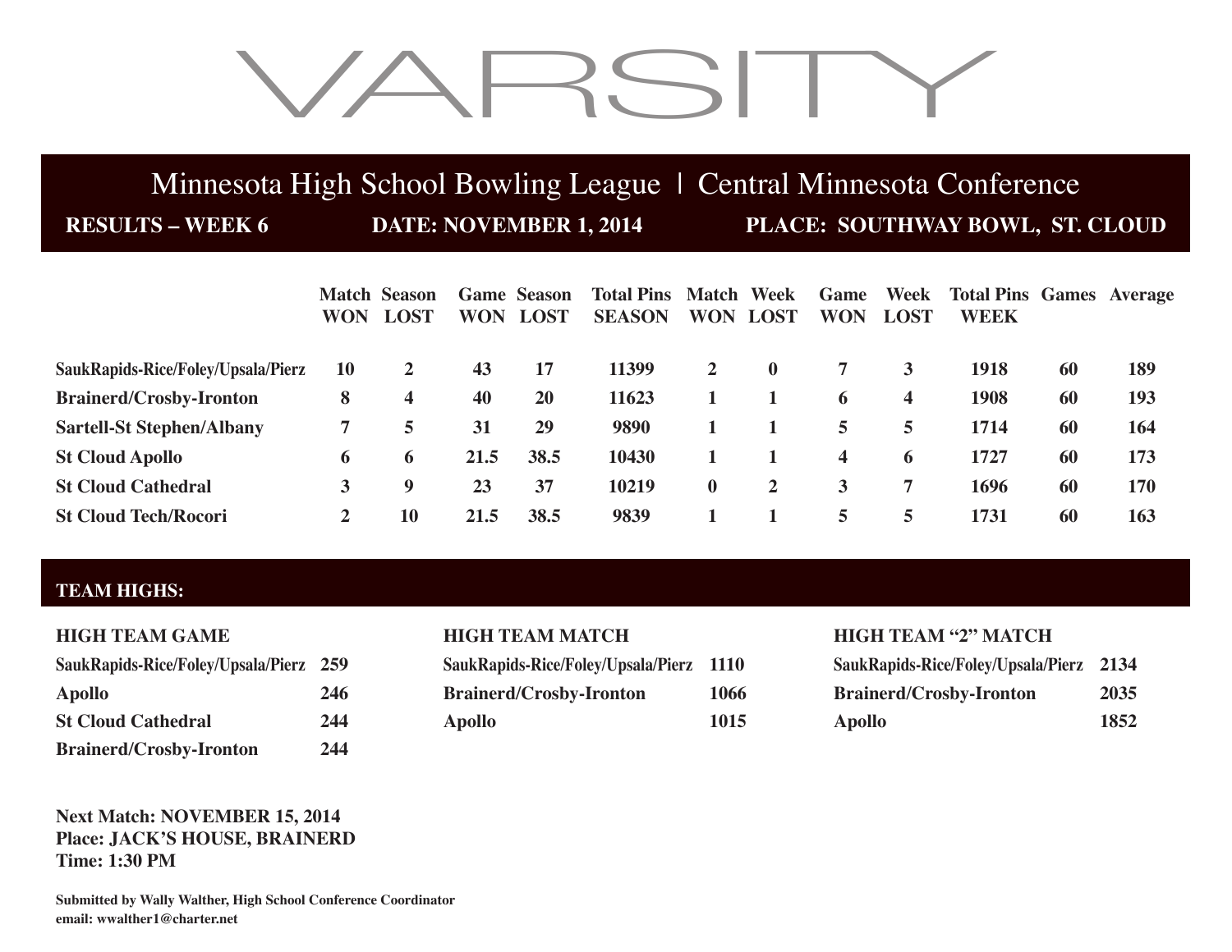# VARSITY

## Minnesota High School Bowling League | Central Minnesota Conference

**RESULTS – WEEK 6** **DATE: NOVEMBER 1, 2014** **PLACE: SOUTHWAY BOWL, ST. CLOUD**

| | Match WON | Season LOST | Game WON | Season LOST | Total Pins SEASON | Match WON | Week LOST | Game WON | Week LOST | Total Pins WEEK | Games | Average |
|---|---|---|---|---|---|---|---|---|---|---|---|---|
| **SaukRapids-Rice/Foley/Upsala/Pierz** | 10 | 2 | 43 | 17 | 11399 | 2 | 0 | 7 | 3 | 1918 | 60 | 189 |
| **Brainerd/Crosby-Ironton** | 8 | 4 | 40 | 20 | 11623 | 1 | 1 | 6 | 4 | 1908 | 60 | 193 |
| **Sartell-St Stephen/Albany** | 7 | 5 | 31 | 29 | 9890 | 1 | 1 | 5 | 5 | 1714 | 60 | 164 |
| **St Cloud Apollo** | 6 | 6 | 21.5 | 38.5 | 10430 | 1 | 1 | 4 | 6 | 1727 | 60 | 173 |
| **St Cloud Cathedral** | 3 | 9 | 23 | 37 | 10219 | 0 | 2 | 3 | 7 | 1696 | 60 | 170 |
| **St Cloud Tech/Rocori** | 2 | 10 | 21.5 | 38.5 | 9839 | 1 | 1 | 5 | 5 | 1731 | 60 | 163 |

### TEAM HIGHS:

**HIGH TEAM GAME**

| | |
|---|---|
| SaukRapids-Rice/Foley/Upsala/Pierz | 259 |
| Apollo | 246 |
| St Cloud Cathedral | 244 |
| Brainerd/Crosby-Ironton | 244 |

**HIGH TEAM MATCH**

| | |
|---|---|
| SaukRapids-Rice/Foley/Upsala/Pierz | 1110 |
| Brainerd/Crosby-Ironton | 1066 |
| Apollo | 1015 |

**HIGH TEAM "2" MATCH**

| | |
|---|---|
| SaukRapids-Rice/Foley/Upsala/Pierz | 2134 |
| Brainerd/Crosby-Ironton | 2035 |
| Apollo | 1852 |

**Next Match: NOVEMBER 15, 2014**
**Place: JACK'S HOUSE, BRAINERD**
**Time: 1:30 PM**

**Submitted by Wally Walther, High School Conference Coordinator**
**email: wwalther1@charter.net**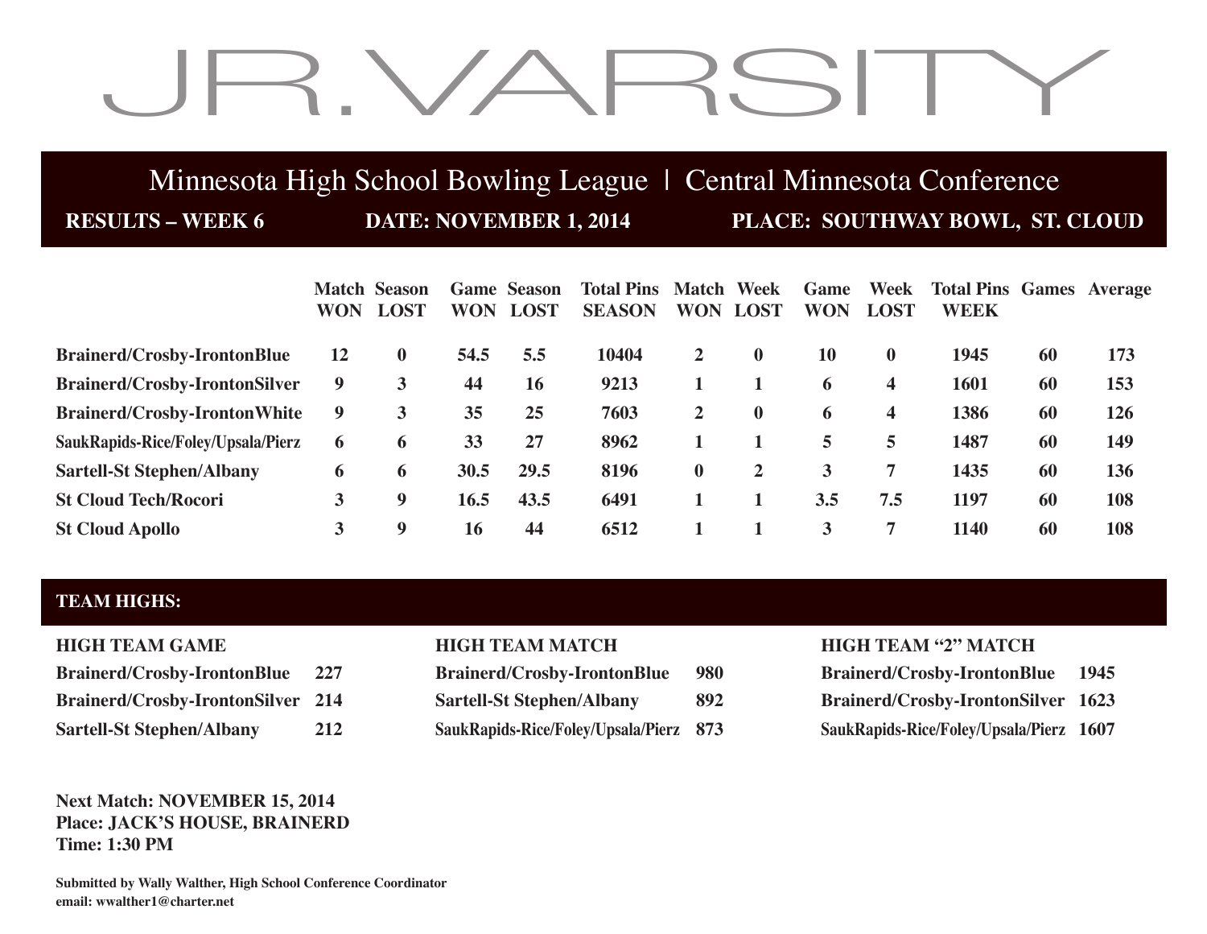# JR.VARSITY

## Minnesota High School Bowling League | Central Minnesota Conference

**RESULTS – WEEK 6** **DATE: NOVEMBER 1, 2014** **PLACE: SOUTHWAY BOWL, ST. CLOUD**

| | Match WON | Season LOST | Game WON | Season LOST | Total Pins SEASON | Match WON | Week LOST | Game WON | Week LOST | Total Pins WEEK | Games | Average |
|---|---|---|---|---|---|---|---|---|---|---|---|---|
| **Brainerd/Crosby-IrontonBlue** | 12 | 0 | 54.5 | 5.5 | 10404 | 2 | 0 | 10 | 0 | 1945 | 60 | 173 |
| **Brainerd/Crosby-IrontonSilver** | 9 | 3 | 44 | 16 | 9213 | 1 | 1 | 6 | 4 | 1601 | 60 | 153 |
| **Brainerd/Crosby-IrontonWhite** | 9 | 3 | 35 | 25 | 7603 | 2 | 0 | 6 | 4 | 1386 | 60 | 126 |
| **SaukRapids-Rice/Foley/Upsala/Pierz** | 6 | 6 | 33 | 27 | 8962 | 1 | 1 | 5 | 5 | 1487 | 60 | 149 |
| **Sartell-St Stephen/Albany** | 6 | 6 | 30.5 | 29.5 | 8196 | 0 | 2 | 3 | 7 | 1435 | 60 | 136 |
| **St Cloud Tech/Rocori** | 3 | 9 | 16.5 | 43.5 | 6491 | 1 | 1 | 3.5 | 7.5 | 1197 | 60 | 108 |
| **St Cloud Apollo** | 3 | 9 | 16 | 44 | 6512 | 1 | 1 | 3 | 7 | 1140 | 60 | 108 |

## TEAM HIGHS:

**HIGH TEAM GAME**

| | |
|---|---|
| Brainerd/Crosby-IrontonBlue | 227 |
| Brainerd/Crosby-IrontonSilver | 214 |
| Sartell-St Stephen/Albany | 212 |

**HIGH TEAM MATCH**

| | |
|---|---|
| Brainerd/Crosby-IrontonBlue | 980 |
| Sartell-St Stephen/Albany | 892 |
| SaukRapids-Rice/Foley/Upsala/Pierz | 873 |

**HIGH TEAM "2" MATCH**

| | |
|---|---|
| Brainerd/Crosby-IrontonBlue | 1945 |
| Brainerd/Crosby-IrontonSilver | 1623 |
| SaukRapids-Rice/Foley/Upsala/Pierz | 1607 |

**Next Match: NOVEMBER 15, 2014**
**Place: JACK'S HOUSE, BRAINERD**
**Time: 1:30 PM**

**Submitted by Wally Walther, High School Conference Coordinator**
**email: wwalther1@charter.net**